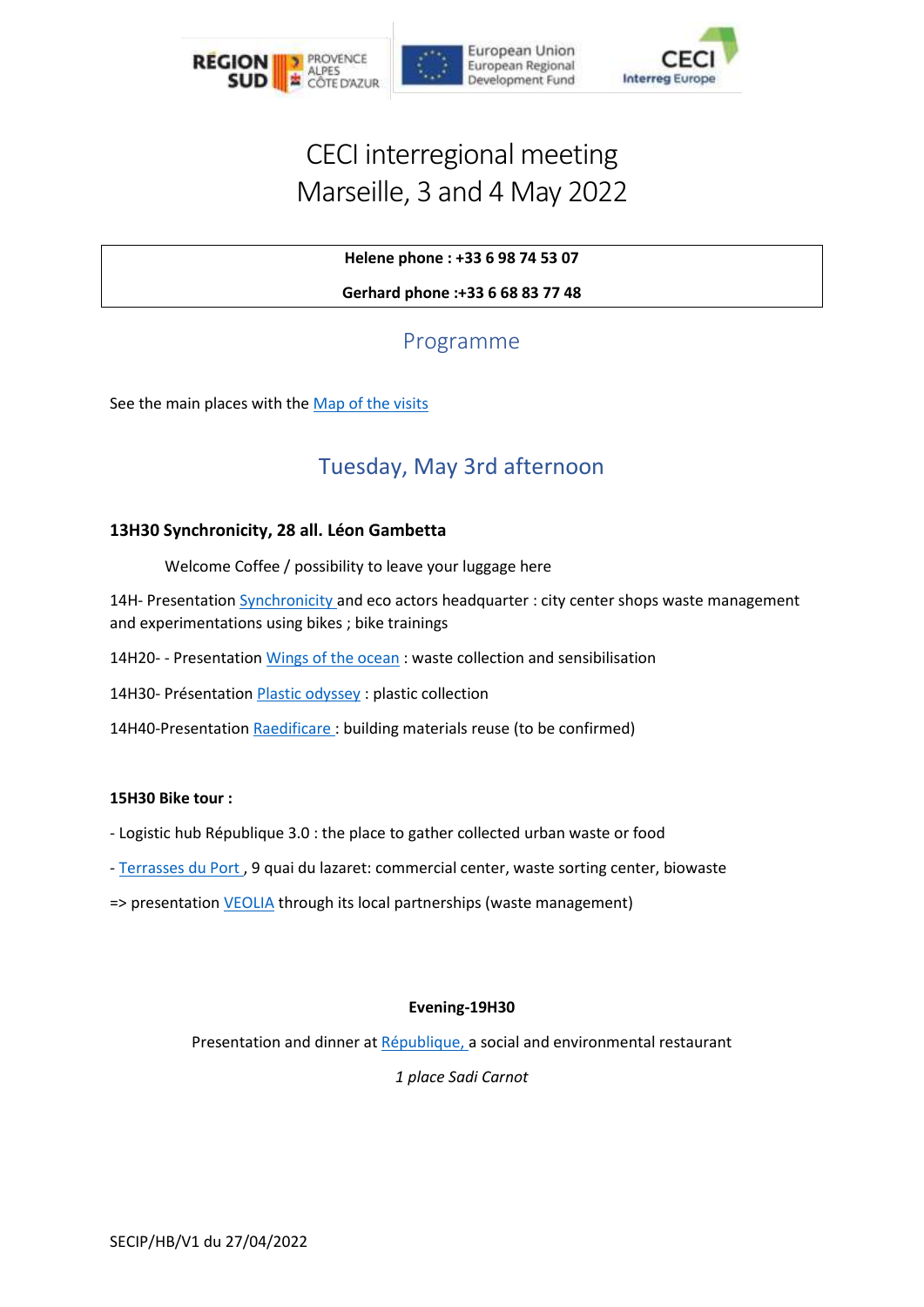# CECI interregional meeting
# Marseille, 3 and 4 May 2022

**Helene phone : +33 6 98 74 53 07**

**Gerhard phone :+33 6 68 83 77 48**

## Programme

See the main places with the Map of the visits

## Tuesday, May 3rd afternoon

**13H30 Synchronicity, 28 all. Léon Gambetta**

Welcome Coffee / possibility to leave your luggage here

14H- Presentation Synchronicity and eco actors headquarter : city center shops waste management and experimentations using bikes ; bike trainings

14H20- - Presentation Wings of the ocean : waste collection and sensibilisation

14H30- Présentation Plastic odyssey : plastic collection

14H40-Presentation Raedificare : building materials reuse (to be confirmed)

**15H30 Bike tour :**

- Logistic hub République 3.0 : the place to gather collected urban waste or food
- Terrasses du Port , 9 quai du lazaret: commercial center, waste sorting center, biowaste

=> presentation VEOLIA through its local partnerships (waste management)

**Evening-19H30**

Presentation and dinner at République, a social and environmental restaurant

*1 place Sadi Carnot*

SECIP/HB/V1 du 27/04/2022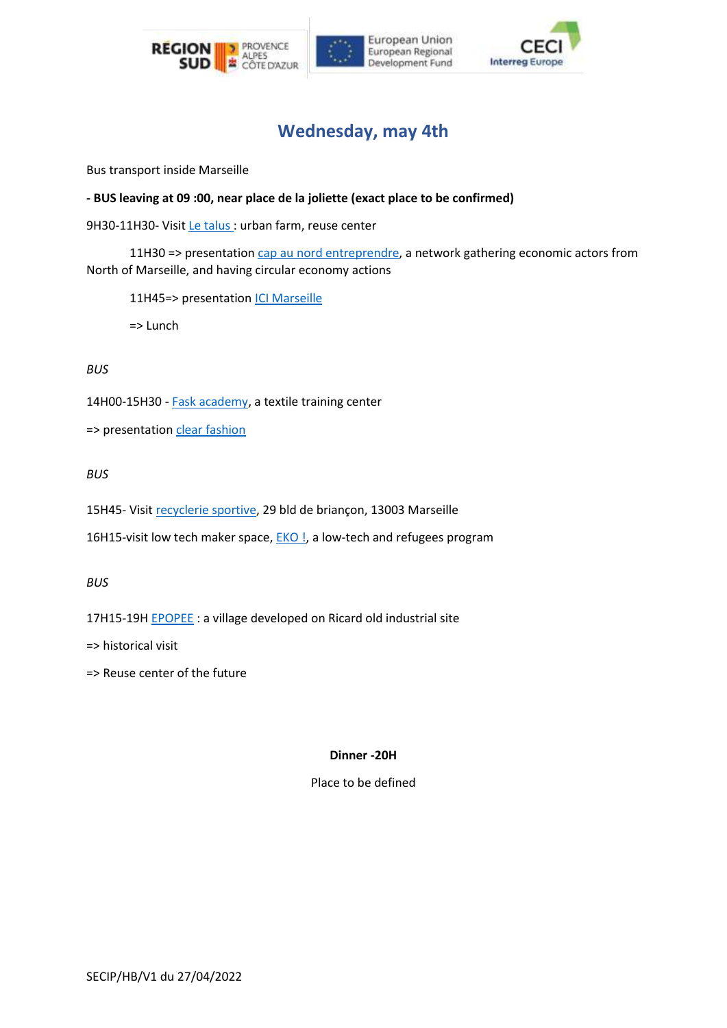# Wednesday, may 4th

Bus transport inside Marseille

**- BUS leaving at 09 :00, near place de la joliette (exact place to be confirmed)**

9H30-11H30- Visit Le talus : urban farm, reuse center

11H30 => presentation cap au nord entreprendre, a network gathering economic actors from North of Marseille, and having circular economy actions

11H45=> presentation ICI Marseille

=> Lunch

*BUS*

14H00-15H30 - Fask academy, a textile training center

=> presentation clear fashion

*BUS*

15H45- Visit recyclerie sportive, 29 bld de briançon, 13003 Marseille

16H15-visit low tech maker space, EKO !, a low-tech and refugees program

*BUS*

17H15-19H EPOPEE : a village developed on Ricard old industrial site

=> historical visit

=> Reuse center of the future

**Dinner -20H**

Place to be defined

SECIP/HB/V1 du 27/04/2022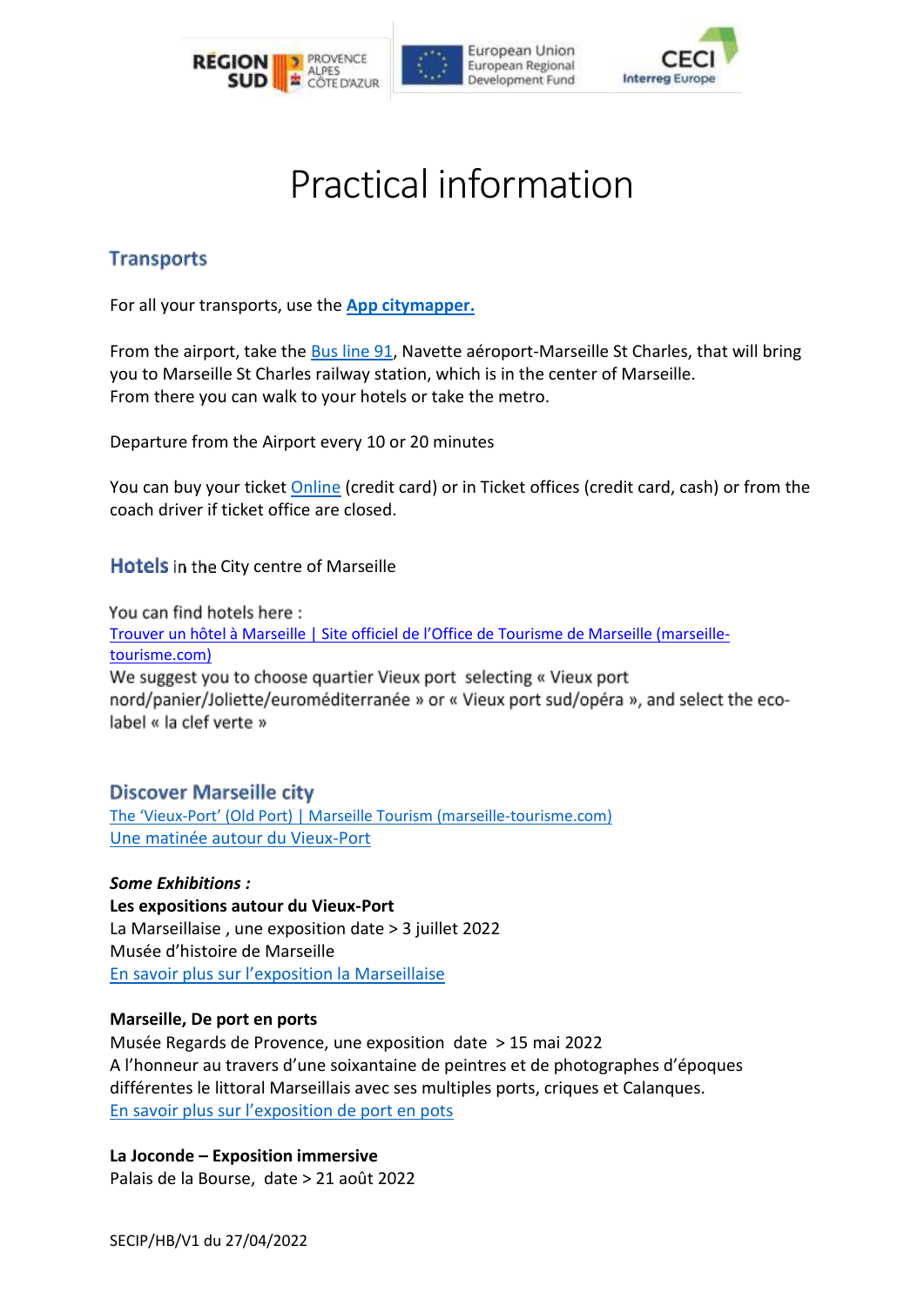# Practical information

## Transports

For all your transports, use the **App citymapper.**

From the airport, take the Bus line 91, Navette aéroport-Marseille St Charles, that will bring you to Marseille St Charles railway station, which is in the center of Marseille.
From there you can walk to your hotels or take the metro.

Departure from the Airport every 10 or 20 minutes

You can buy your ticket Online (credit card) or in Ticket offices (credit card, cash) or from the coach driver if ticket office are closed.

## Hotels in the City centre of Marseille

You can find hotels here :
Trouver un hôtel à Marseille | Site officiel de l'Office de Tourisme de Marseille (marseille-tourisme.com)
We suggest you to choose quartier Vieux port selecting « Vieux port nord/panier/Joliette/euroméditerranée » or « Vieux port sud/opéra », and select the eco-label « la clef verte »

## Discover Marseille city

The 'Vieux-Port' (Old Port) | Marseille Tourism (marseille-tourisme.com)
Une matinée autour du Vieux-Port

***Some Exhibitions :***

**Les expositions autour du Vieux-Port**
La Marseillaise , une exposition date > 3 juillet 2022
Musée d'histoire de Marseille
En savoir plus sur l'exposition la Marseillaise

**Marseille, De port en ports**
Musée Regards de Provence, une exposition date > 15 mai 2022
A l'honneur au travers d'une soixantaine de peintres et de photographes d'époques différentes le littoral Marseillais avec ses multiples ports, criques et Calanques.
En savoir plus sur l'exposition de port en pots

**La Joconde – Exposition immersive**
Palais de la Bourse, date > 21 août 2022

SECIP/HB/V1 du 27/04/2022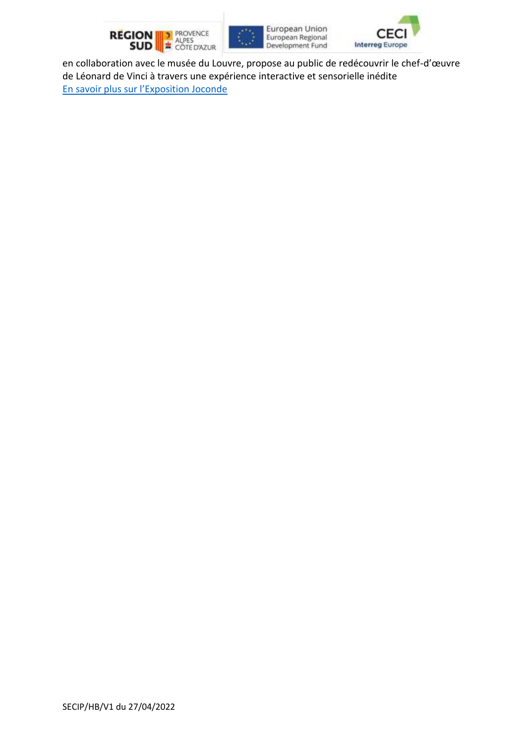en collaboration avec le musée du Louvre, propose au public de redécouvrir le chef-d'œuvre de Léonard de Vinci à travers une expérience interactive et sensorielle inédite
En savoir plus sur l'Exposition Joconde